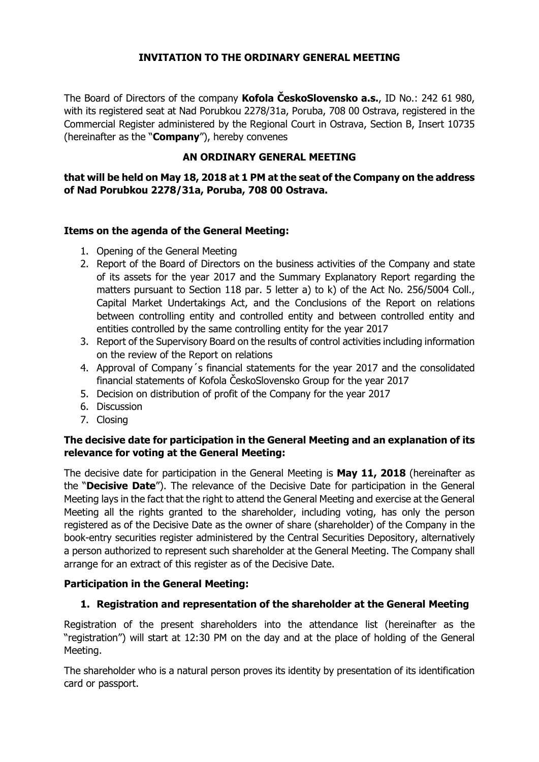# INVITATION TO THE ORDINARY GENERAL MEETING

The Board of Directors of the company **Kofola ČeskoSlovensko a.s.**, ID No.: 242 61 980, with its registered seat at Nad Porubkou 2278/31a, Poruba, 708 00 Ostrava, registered in the Commercial Register administered by the Regional Court in Ostrava, Section B, Insert 10735 (hereinafter as the "**Company**"), hereby convenes

## AN ORDINARY GENERAL MEETING

**that will be held on May 18, 2018 at 1 PM at the seat of the Company on the address of Nad Porubkou 2278/31a, Poruba, 708 00 Ostrava.**

### Items on the agenda of the General Meeting:

1. Opening of the General Meeting
2. Report of the Board of Directors on the business activities of the Company and state of its assets for the year 2017 and the Summary Explanatory Report regarding the matters pursuant to Section 118 par. 5 letter a) to k) of the Act No. 256/5004 Coll., Capital Market Undertakings Act, and the Conclusions of the Report on relations between controlling entity and controlled entity and between controlled entity and entities controlled by the same controlling entity for the year 2017
3. Report of the Supervisory Board on the results of control activities including information on the review of the Report on relations
4. Approval of Company´s financial statements for the year 2017 and the consolidated financial statements of Kofola ČeskoSlovensko Group for the year 2017
5. Decision on distribution of profit of the Company for the year 2017
6. Discussion
7. Closing

### The decisive date for participation in the General Meeting and an explanation of its relevance for voting at the General Meeting:

The decisive date for participation in the General Meeting is **May 11, 2018** (hereinafter as the "**Decisive Date**"). The relevance of the Decisive Date for participation in the General Meeting lays in the fact that the right to attend the General Meeting and exercise at the General Meeting all the rights granted to the shareholder, including voting, has only the person registered as of the Decisive Date as the owner of share (shareholder) of the Company in the book-entry securities register administered by the Central Securities Depository, alternatively a person authorized to represent such shareholder at the General Meeting. The Company shall arrange for an extract of this register as of the Decisive Date.

### Participation in the General Meeting:

#### 1. Registration and representation of the shareholder at the General Meeting

Registration of the present shareholders into the attendance list (hereinafter as the "registration") will start at 12:30 PM on the day and at the place of holding of the General Meeting.

The shareholder who is a natural person proves its identity by presentation of its identification card or passport.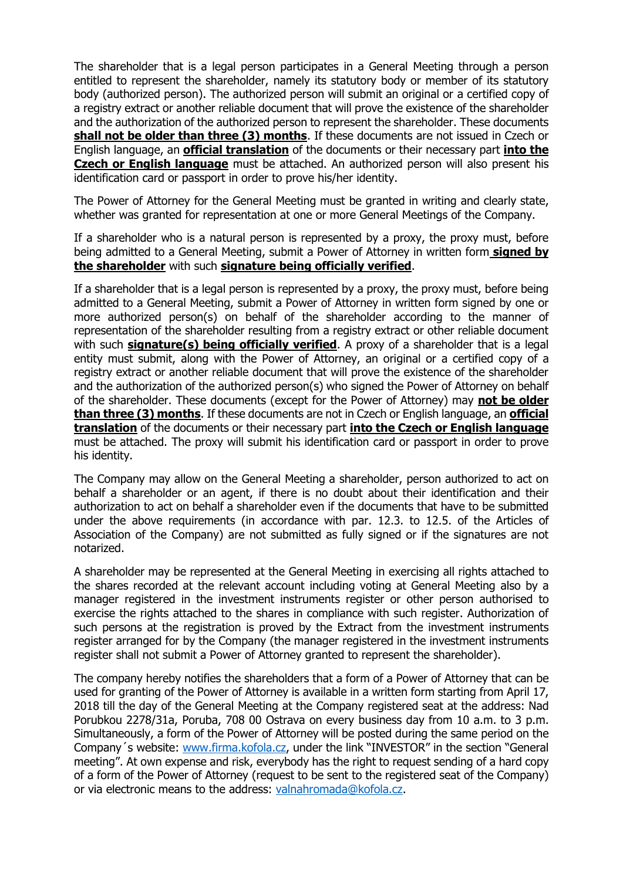The shareholder that is a legal person participates in a General Meeting through a person entitled to represent the shareholder, namely its statutory body or member of its statutory body (authorized person). The authorized person will submit an original or a certified copy of a registry extract or another reliable document that will prove the existence of the shareholder and the authorization of the authorized person to represent the shareholder. These documents **shall not be older than three (3) months**. If these documents are not issued in Czech or English language, an **official translation** of the documents or their necessary part **into the Czech or English language** must be attached. An authorized person will also present his identification card or passport in order to prove his/her identity.

The Power of Attorney for the General Meeting must be granted in writing and clearly state, whether was granted for representation at one or more General Meetings of the Company.

If a shareholder who is a natural person is represented by a proxy, the proxy must, before being admitted to a General Meeting, submit a Power of Attorney in written form **signed by the shareholder** with such **signature being officially verified**.

If a shareholder that is a legal person is represented by a proxy, the proxy must, before being admitted to a General Meeting, submit a Power of Attorney in written form signed by one or more authorized person(s) on behalf of the shareholder according to the manner of representation of the shareholder resulting from a registry extract or other reliable document with such **signature(s) being officially verified**. A proxy of a shareholder that is a legal entity must submit, along with the Power of Attorney, an original or a certified copy of a registry extract or another reliable document that will prove the existence of the shareholder and the authorization of the authorized person(s) who signed the Power of Attorney on behalf of the shareholder. These documents (except for the Power of Attorney) may **not be older than three (3) months**. If these documents are not in Czech or English language, an **official translation** of the documents or their necessary part **into the Czech or English language** must be attached. The proxy will submit his identification card or passport in order to prove his identity.

The Company may allow on the General Meeting a shareholder, person authorized to act on behalf a shareholder or an agent, if there is no doubt about their identification and their authorization to act on behalf a shareholder even if the documents that have to be submitted under the above requirements (in accordance with par. 12.3. to 12.5. of the Articles of Association of the Company) are not submitted as fully signed or if the signatures are not notarized.

A shareholder may be represented at the General Meeting in exercising all rights attached to the shares recorded at the relevant account including voting at General Meeting also by a manager registered in the investment instruments register or other person authorised to exercise the rights attached to the shares in compliance with such register. Authorization of such persons at the registration is proved by the Extract from the investment instruments register arranged for by the Company (the manager registered in the investment instruments register shall not submit a Power of Attorney granted to represent the shareholder).

The company hereby notifies the shareholders that a form of a Power of Attorney that can be used for granting of the Power of Attorney is available in a written form starting from April 17, 2018 till the day of the General Meeting at the Company registered seat at the address: Nad Porubkou 2278/31a, Poruba, 708 00 Ostrava on every business day from 10 a.m. to 3 p.m. Simultaneously, a form of the Power of Attorney will be posted during the same period on the Company´s website: www.firma.kofola.cz, under the link "INVESTOR" in the section "General meeting". At own expense and risk, everybody has the right to request sending of a hard copy of a form of the Power of Attorney (request to be sent to the registered seat of the Company) or via electronic means to the address: valnahromada@kofola.cz.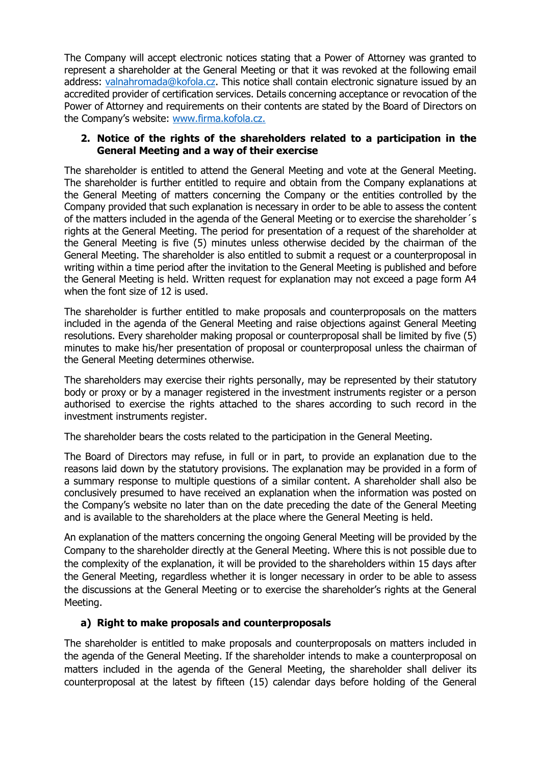The Company will accept electronic notices stating that a Power of Attorney was granted to represent a shareholder at the General Meeting or that it was revoked at the following email address: valnahromada@kofola.cz. This notice shall contain electronic signature issued by an accredited provider of certification services. Details concerning acceptance or revocation of the Power of Attorney and requirements on their contents are stated by the Board of Directors on the Company's website: www.firma.kofola.cz.

## 2. Notice of the rights of the shareholders related to a participation in the General Meeting and a way of their exercise

The shareholder is entitled to attend the General Meeting and vote at the General Meeting. The shareholder is further entitled to require and obtain from the Company explanations at the General Meeting of matters concerning the Company or the entities controlled by the Company provided that such explanation is necessary in order to be able to assess the content of the matters included in the agenda of the General Meeting or to exercise the shareholder´s rights at the General Meeting. The period for presentation of a request of the shareholder at the General Meeting is five (5) minutes unless otherwise decided by the chairman of the General Meeting. The shareholder is also entitled to submit a request or a counterproposal in writing within a time period after the invitation to the General Meeting is published and before the General Meeting is held. Written request for explanation may not exceed a page form A4 when the font size of 12 is used.

The shareholder is further entitled to make proposals and counterproposals on the matters included in the agenda of the General Meeting and raise objections against General Meeting resolutions. Every shareholder making proposal or counterproposal shall be limited by five (5) minutes to make his/her presentation of proposal or counterproposal unless the chairman of the General Meeting determines otherwise.

The shareholders may exercise their rights personally, may be represented by their statutory body or proxy or by a manager registered in the investment instruments register or a person authorised to exercise the rights attached to the shares according to such record in the investment instruments register.

The shareholder bears the costs related to the participation in the General Meeting.

The Board of Directors may refuse, in full or in part, to provide an explanation due to the reasons laid down by the statutory provisions. The explanation may be provided in a form of a summary response to multiple questions of a similar content. A shareholder shall also be conclusively presumed to have received an explanation when the information was posted on the Company's website no later than on the date preceding the date of the General Meeting and is available to the shareholders at the place where the General Meeting is held.

An explanation of the matters concerning the ongoing General Meeting will be provided by the Company to the shareholder directly at the General Meeting. Where this is not possible due to the complexity of the explanation, it will be provided to the shareholders within 15 days after the General Meeting, regardless whether it is longer necessary in order to be able to assess the discussions at the General Meeting or to exercise the shareholder's rights at the General Meeting.

### a) Right to make proposals and counterproposals

The shareholder is entitled to make proposals and counterproposals on matters included in the agenda of the General Meeting. If the shareholder intends to make a counterproposal on matters included in the agenda of the General Meeting, the shareholder shall deliver its counterproposal at the latest by fifteen (15) calendar days before holding of the General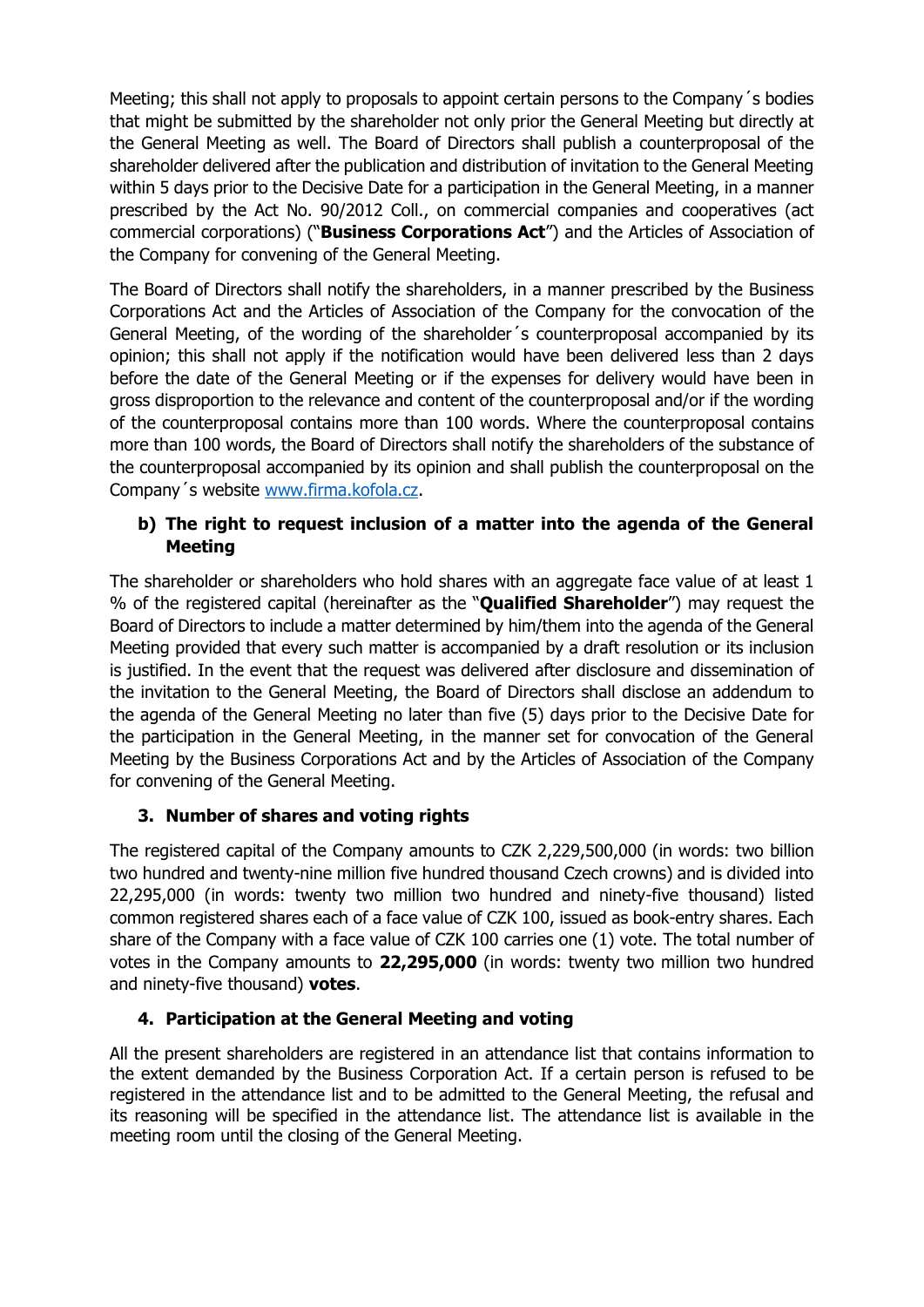Meeting; this shall not apply to proposals to appoint certain persons to the Company´s bodies that might be submitted by the shareholder not only prior the General Meeting but directly at the General Meeting as well. The Board of Directors shall publish a counterproposal of the shareholder delivered after the publication and distribution of invitation to the General Meeting within 5 days prior to the Decisive Date for a participation in the General Meeting, in a manner prescribed by the Act No. 90/2012 Coll., on commercial companies and cooperatives (act commercial corporations) ("**Business Corporations Act**") and the Articles of Association of the Company for convening of the General Meeting.

The Board of Directors shall notify the shareholders, in a manner prescribed by the Business Corporations Act and the Articles of Association of the Company for the convocation of the General Meeting, of the wording of the shareholder´s counterproposal accompanied by its opinion; this shall not apply if the notification would have been delivered less than 2 days before the date of the General Meeting or if the expenses for delivery would have been in gross disproportion to the relevance and content of the counterproposal and/or if the wording of the counterproposal contains more than 100 words. Where the counterproposal contains more than 100 words, the Board of Directors shall notify the shareholders of the substance of the counterproposal accompanied by its opinion and shall publish the counterproposal on the Company´s website www.firma.kofola.cz.

**b) The right to request inclusion of a matter into the agenda of the General Meeting**

The shareholder or shareholders who hold shares with an aggregate face value of at least 1 % of the registered capital (hereinafter as the "**Qualified Shareholder**") may request the Board of Directors to include a matter determined by him/them into the agenda of the General Meeting provided that every such matter is accompanied by a draft resolution or its inclusion is justified. In the event that the request was delivered after disclosure and dissemination of the invitation to the General Meeting, the Board of Directors shall disclose an addendum to the agenda of the General Meeting no later than five (5) days prior to the Decisive Date for the participation in the General Meeting, in the manner set for convocation of the General Meeting by the Business Corporations Act and by the Articles of Association of the Company for convening of the General Meeting.

## 3. Number of shares and voting rights

The registered capital of the Company amounts to CZK 2,229,500,000 (in words: two billion two hundred and twenty-nine million five hundred thousand Czech crowns) and is divided into 22,295,000 (in words: twenty two million two hundred and ninety-five thousand) listed common registered shares each of a face value of CZK 100, issued as book-entry shares. Each share of the Company with a face value of CZK 100 carries one (1) vote. The total number of votes in the Company amounts to **22,295,000** (in words: twenty two million two hundred and ninety-five thousand) **votes**.

## 4. Participation at the General Meeting and voting

All the present shareholders are registered in an attendance list that contains information to the extent demanded by the Business Corporation Act. If a certain person is refused to be registered in the attendance list and to be admitted to the General Meeting, the refusal and its reasoning will be specified in the attendance list. The attendance list is available in the meeting room until the closing of the General Meeting.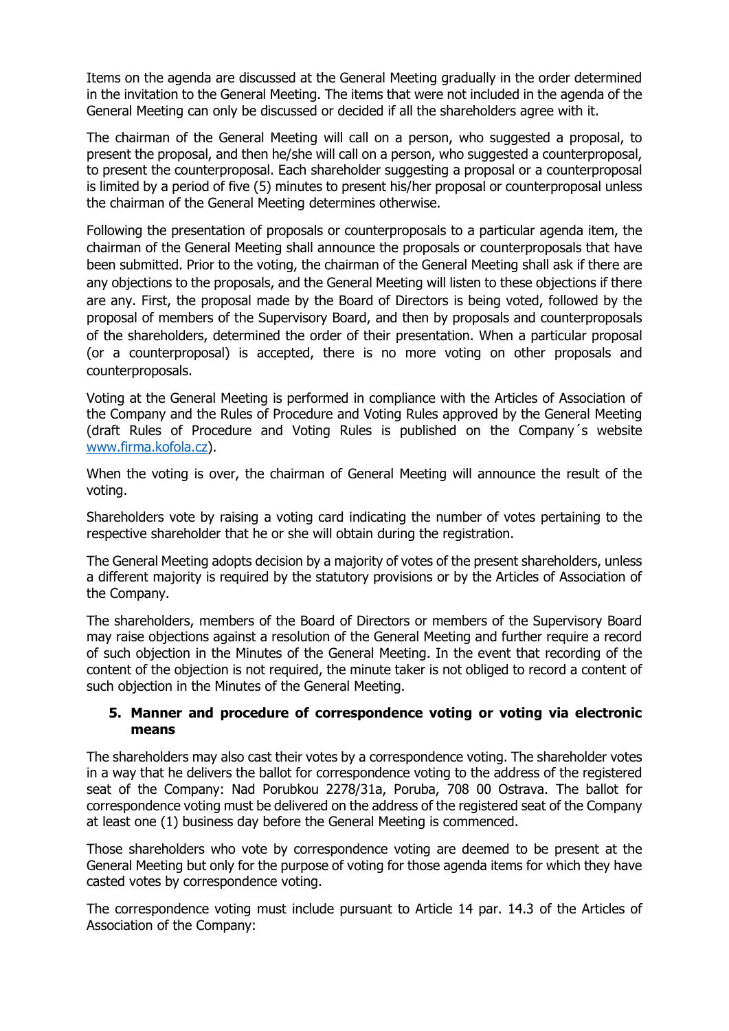Items on the agenda are discussed at the General Meeting gradually in the order determined in the invitation to the General Meeting. The items that were not included in the agenda of the General Meeting can only be discussed or decided if all the shareholders agree with it.

The chairman of the General Meeting will call on a person, who suggested a proposal, to present the proposal, and then he/she will call on a person, who suggested a counterproposal, to present the counterproposal. Each shareholder suggesting a proposal or a counterproposal is limited by a period of five (5) minutes to present his/her proposal or counterproposal unless the chairman of the General Meeting determines otherwise.

Following the presentation of proposals or counterproposals to a particular agenda item, the chairman of the General Meeting shall announce the proposals or counterproposals that have been submitted. Prior to the voting, the chairman of the General Meeting shall ask if there are any objections to the proposals, and the General Meeting will listen to these objections if there are any. First, the proposal made by the Board of Directors is being voted, followed by the proposal of members of the Supervisory Board, and then by proposals and counterproposals of the shareholders, determined the order of their presentation. When a particular proposal (or a counterproposal) is accepted, there is no more voting on other proposals and counterproposals.

Voting at the General Meeting is performed in compliance with the Articles of Association of the Company and the Rules of Procedure and Voting Rules approved by the General Meeting (draft Rules of Procedure and Voting Rules is published on the Company´s website [www.firma.kofola.cz](www.firma.kofola.cz)).

When the voting is over, the chairman of General Meeting will announce the result of the voting.

Shareholders vote by raising a voting card indicating the number of votes pertaining to the respective shareholder that he or she will obtain during the registration.

The General Meeting adopts decision by a majority of votes of the present shareholders, unless a different majority is required by the statutory provisions or by the Articles of Association of the Company.

The shareholders, members of the Board of Directors or members of the Supervisory Board may raise objections against a resolution of the General Meeting and further require a record of such objection in the Minutes of the General Meeting. In the event that recording of the content of the objection is not required, the minute taker is not obliged to record a content of such objection in the Minutes of the General Meeting.

## 5. Manner and procedure of correspondence voting or voting via electronic means

The shareholders may also cast their votes by a correspondence voting. The shareholder votes in a way that he delivers the ballot for correspondence voting to the address of the registered seat of the Company: Nad Porubkou 2278/31a, Poruba, 708 00 Ostrava. The ballot for correspondence voting must be delivered on the address of the registered seat of the Company at least one (1) business day before the General Meeting is commenced.

Those shareholders who vote by correspondence voting are deemed to be present at the General Meeting but only for the purpose of voting for those agenda items for which they have casted votes by correspondence voting.

The correspondence voting must include pursuant to Article 14 par. 14.3 of the Articles of Association of the Company: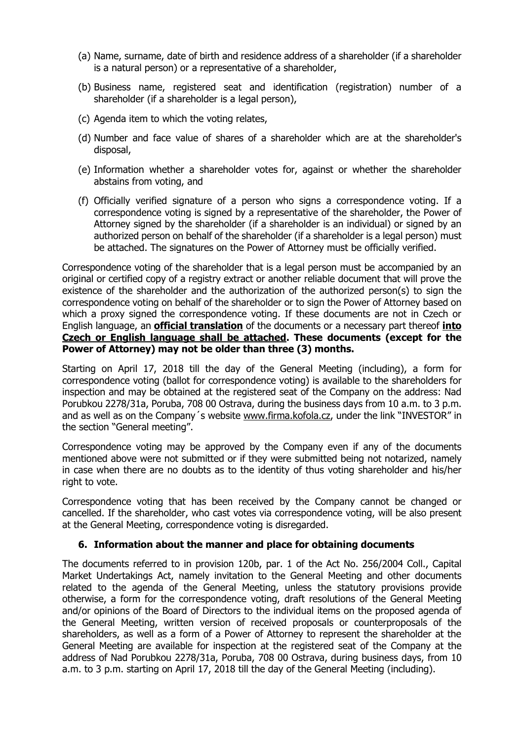(a) Name, surname, date of birth and residence address of a shareholder (if a shareholder is a natural person) or a representative of a shareholder,

(b) Business name, registered seat and identification (registration) number of a shareholder (if a shareholder is a legal person),

(c) Agenda item to which the voting relates,

(d) Number and face value of shares of a shareholder which are at the shareholder's disposal,

(e) Information whether a shareholder votes for, against or whether the shareholder abstains from voting, and

(f) Officially verified signature of a person who signs a correspondence voting. If a correspondence voting is signed by a representative of the shareholder, the Power of Attorney signed by the shareholder (if a shareholder is an individual) or signed by an authorized person on behalf of the shareholder (if a shareholder is a legal person) must be attached. The signatures on the Power of Attorney must be officially verified.

Correspondence voting of the shareholder that is a legal person must be accompanied by an original or certified copy of a registry extract or another reliable document that will prove the existence of the shareholder and the authorization of the authorized person(s) to sign the correspondence voting on behalf of the shareholder or to sign the Power of Attorney based on which a proxy signed the correspondence voting. If these documents are not in Czech or English language, an **official translation** of the documents or a necessary part thereof **into Czech or English language shall be attached. These documents (except for the Power of Attorney) may not be older than three (3) months.**

Starting on April 17, 2018 till the day of the General Meeting (including), a form for correspondence voting (ballot for correspondence voting) is available to the shareholders for inspection and may be obtained at the registered seat of the Company on the address: Nad Porubkou 2278/31a, Poruba, 708 00 Ostrava, during the business days from 10 a.m. to 3 p.m. and as well as on the Company´s website www.firma.kofola.cz, under the link "INVESTOR" in the section "General meeting".

Correspondence voting may be approved by the Company even if any of the documents mentioned above were not submitted or if they were submitted being not notarized, namely in case when there are no doubts as to the identity of thus voting shareholder and his/her right to vote.

Correspondence voting that has been received by the Company cannot be changed or cancelled. If the shareholder, who cast votes via correspondence voting, will be also present at the General Meeting, correspondence voting is disregarded.

### 6. Information about the manner and place for obtaining documents

The documents referred to in provision 120b, par. 1 of the Act No. 256/2004 Coll., Capital Market Undertakings Act, namely invitation to the General Meeting and other documents related to the agenda of the General Meeting, unless the statutory provisions provide otherwise, a form for the correspondence voting, draft resolutions of the General Meeting and/or opinions of the Board of Directors to the individual items on the proposed agenda of the General Meeting, written version of received proposals or counterproposals of the shareholders, as well as a form of a Power of Attorney to represent the shareholder at the General Meeting are available for inspection at the registered seat of the Company at the address of Nad Porubkou 2278/31a, Poruba, 708 00 Ostrava, during business days, from 10 a.m. to 3 p.m. starting on April 17, 2018 till the day of the General Meeting (including).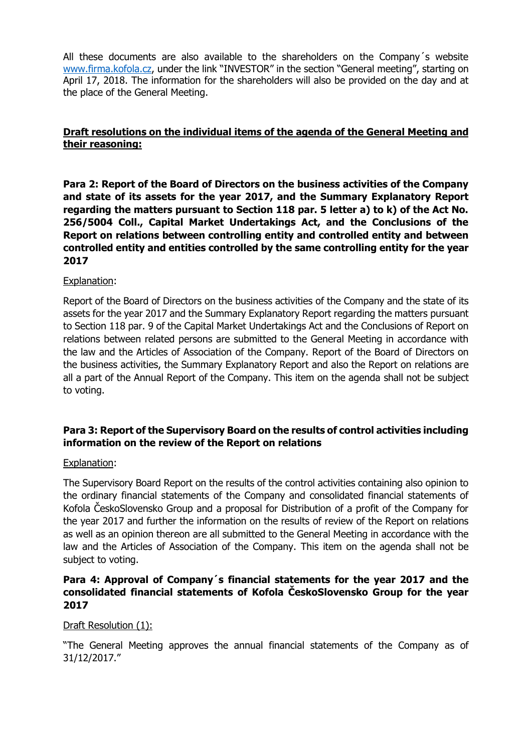All these documents are also available to the shareholders on the Company´s website www.firma.kofola.cz, under the link "INVESTOR" in the section "General meeting", starting on April 17, 2018. The information for the shareholders will also be provided on the day and at the place of the General Meeting.

**Draft resolutions on the individual items of the agenda of the General Meeting and their reasoning:**

**Para 2: Report of the Board of Directors on the business activities of the Company and state of its assets for the year 2017, and the Summary Explanatory Report regarding the matters pursuant to Section 118 par. 5 letter a) to k) of the Act No. 256/5004 Coll., Capital Market Undertakings Act, and the Conclusions of the Report on relations between controlling entity and controlled entity and between controlled entity and entities controlled by the same controlling entity for the year 2017**

Explanation:

Report of the Board of Directors on the business activities of the Company and the state of its assets for the year 2017 and the Summary Explanatory Report regarding the matters pursuant to Section 118 par. 9 of the Capital Market Undertakings Act and the Conclusions of Report on relations between related persons are submitted to the General Meeting in accordance with the law and the Articles of Association of the Company. Report of the Board of Directors on the business activities, the Summary Explanatory Report and also the Report on relations are all a part of the Annual Report of the Company. This item on the agenda shall not be subject to voting.

**Para 3: Report of the Supervisory Board on the results of control activities including information on the review of the Report on relations**

Explanation:

The Supervisory Board Report on the results of the control activities containing also opinion to the ordinary financial statements of the Company and consolidated financial statements of Kofola ČeskoSlovensko Group and a proposal for Distribution of a profit of the Company for the year 2017 and further the information on the results of review of the Report on relations as well as an opinion thereon are all submitted to the General Meeting in accordance with the law and the Articles of Association of the Company. This item on the agenda shall not be subject to voting.

**Para 4: Approval of Company´s financial statements for the year 2017 and the consolidated financial statements of Kofola ČeskoSlovensko Group for the year 2017**

Draft Resolution (1):

"The General Meeting approves the annual financial statements of the Company as of 31/12/2017."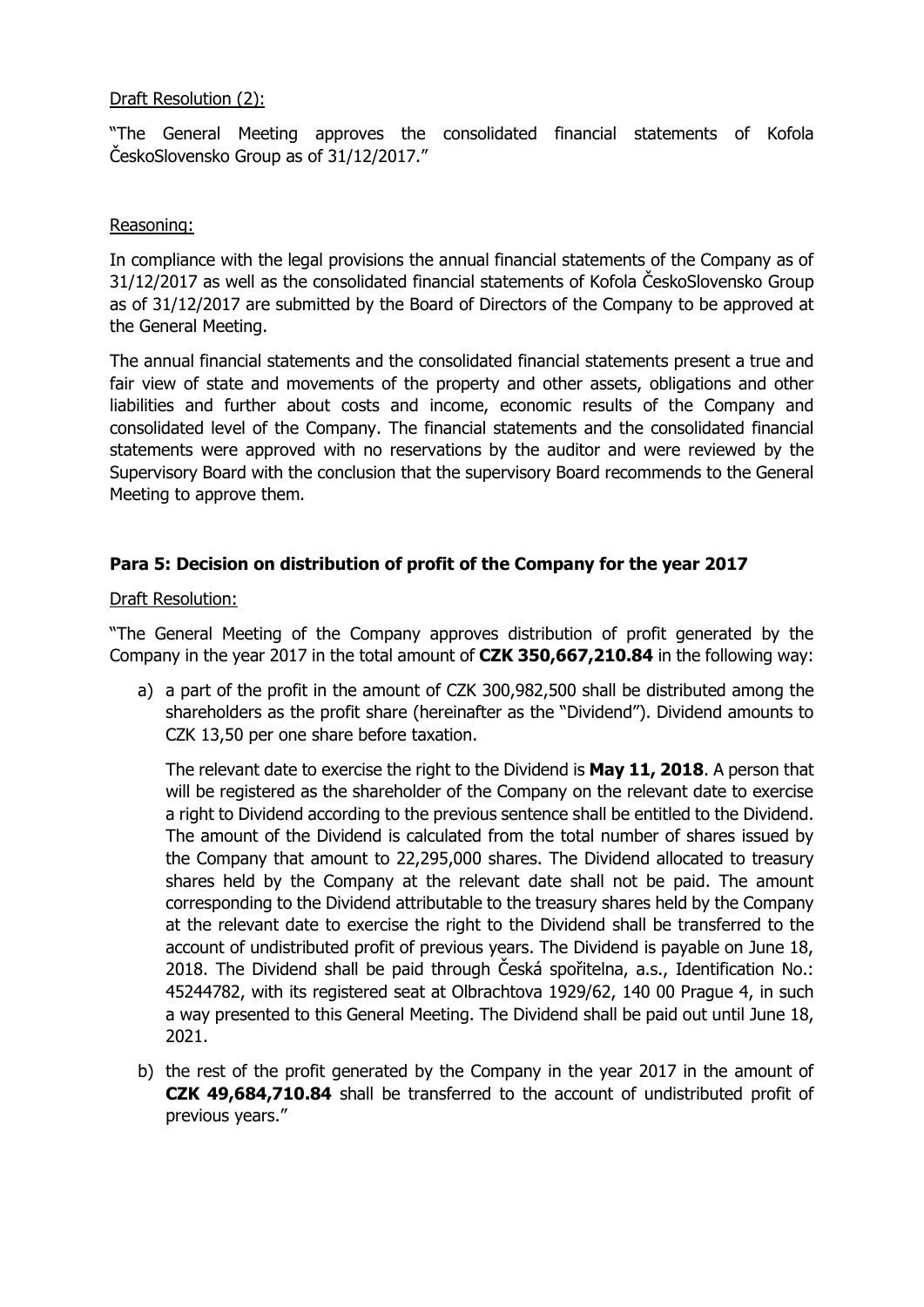Draft Resolution (2):

"The General Meeting approves the consolidated financial statements of Kofola ČeskoSlovensko Group as of 31/12/2017."

Reasoning:

In compliance with the legal provisions the annual financial statements of the Company as of 31/12/2017 as well as the consolidated financial statements of Kofola ČeskoSlovensko Group as of 31/12/2017 are submitted by the Board of Directors of the Company to be approved at the General Meeting.

The annual financial statements and the consolidated financial statements present a true and fair view of state and movements of the property and other assets, obligations and other liabilities and further about costs and income, economic results of the Company and consolidated level of the Company. The financial statements and the consolidated financial statements were approved with no reservations by the auditor and were reviewed by the Supervisory Board with the conclusion that the supervisory Board recommends to the General Meeting to approve them.

**Para 5: Decision on distribution of profit of the Company for the year 2017**

Draft Resolution:

"The General Meeting of the Company approves distribution of profit generated by the Company in the year 2017 in the total amount of **CZK 350,667,210.84** in the following way:

a) a part of the profit in the amount of CZK 300,982,500 shall be distributed among the shareholders as the profit share (hereinafter as the "Dividend"). Dividend amounts to CZK 13,50 per one share before taxation.

   The relevant date to exercise the right to the Dividend is **May 11, 2018**. A person that will be registered as the shareholder of the Company on the relevant date to exercise a right to Dividend according to the previous sentence shall be entitled to the Dividend. The amount of the Dividend is calculated from the total number of shares issued by the Company that amount to 22,295,000 shares. The Dividend allocated to treasury shares held by the Company at the relevant date shall not be paid. The amount corresponding to the Dividend attributable to the treasury shares held by the Company at the relevant date to exercise the right to the Dividend shall be transferred to the account of undistributed profit of previous years. The Dividend is payable on June 18, 2018. The Dividend shall be paid through Česká spořitelna, a.s., Identification No.: 45244782, with its registered seat at Olbrachtova 1929/62, 140 00 Prague 4, in such a way presented to this General Meeting. The Dividend shall be paid out until June 18, 2021.

b) the rest of the profit generated by the Company in the year 2017 in the amount of **CZK 49,684,710.84** shall be transferred to the account of undistributed profit of previous years."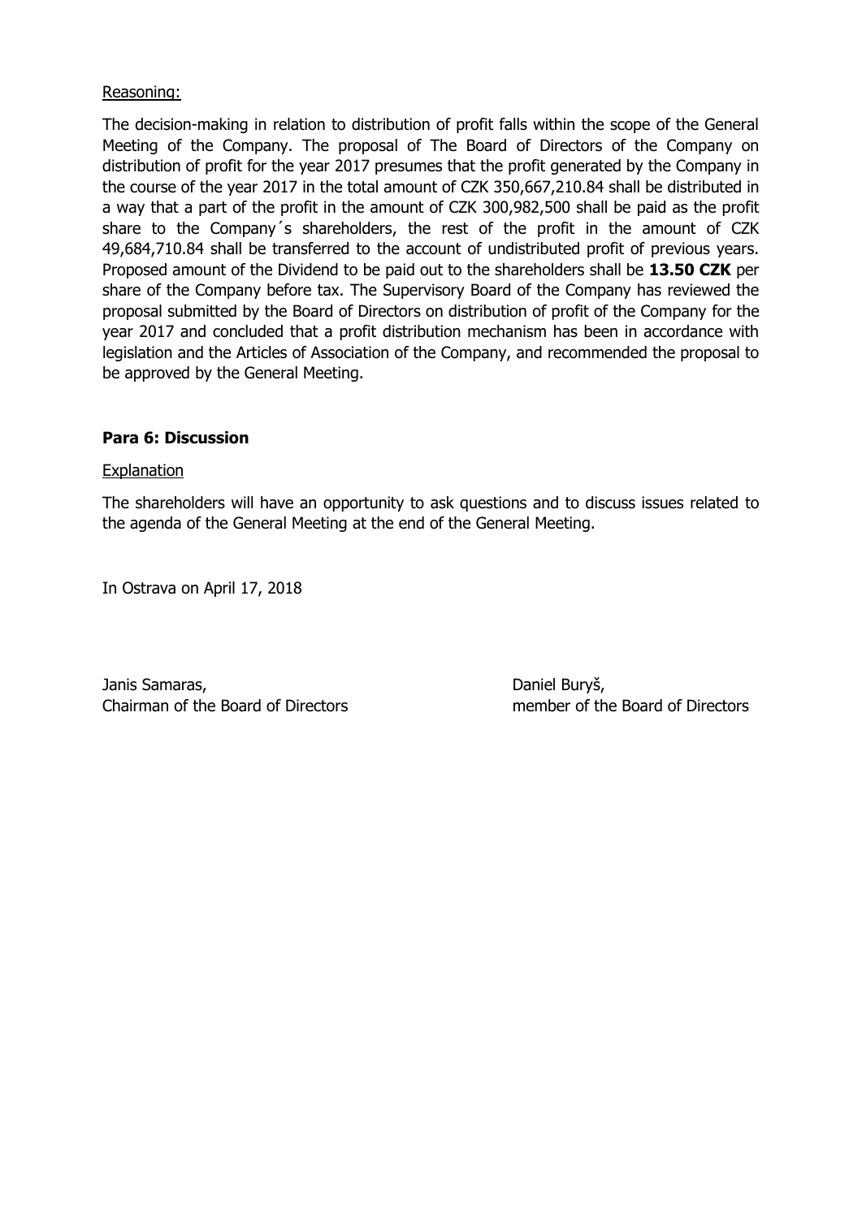Reasoning:

The decision-making in relation to distribution of profit falls within the scope of the General Meeting of the Company. The proposal of The Board of Directors of the Company on distribution of profit for the year 2017 presumes that the profit generated by the Company in the course of the year 2017 in the total amount of CZK 350,667,210.84 shall be distributed in a way that a part of the profit in the amount of CZK 300,982,500 shall be paid as the profit share to the Company´s shareholders, the rest of the profit in the amount of CZK 49,684,710.84 shall be transferred to the account of undistributed profit of previous years. Proposed amount of the Dividend to be paid out to the shareholders shall be **13.50 CZK** per share of the Company before tax. The Supervisory Board of the Company has reviewed the proposal submitted by the Board of Directors on distribution of profit of the Company for the year 2017 and concluded that a profit distribution mechanism has been in accordance with legislation and the Articles of Association of the Company, and recommended the proposal to be approved by the General Meeting.

**Para 6: Discussion**

Explanation

The shareholders will have an opportunity to ask questions and to discuss issues related to the agenda of the General Meeting at the end of the General Meeting.

In Ostrava on April 17, 2018

Janis Samaras,
Chairman of the Board of Directors

Daniel Buryš,
member of the Board of Directors